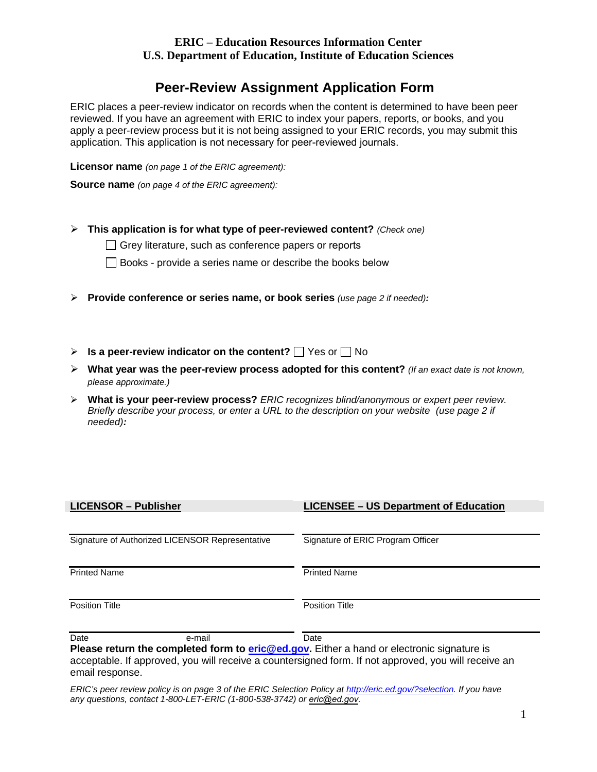**ERIC – Education Resources Information Center**
**U.S. Department of Education, Institute of Education Sciences**

# Peer-Review Assignment Application Form

ERIC places a peer-review indicator on records when the content is determined to have been peer reviewed. If you have an agreement with ERIC to index your papers, reports, or books, and you apply a peer-review process but it is not being assigned to your ERIC records, you may submit this application. This application is not necessary for peer-reviewed journals.

**Licensor name** *(on page 1 of the ERIC agreement):*

**Source name** *(on page 4 of the ERIC agreement):*

- **This application is for what type of peer-reviewed content?** *(Check one)*
  - ☐ Grey literature, such as conference papers or reports
  - ☐ Books - provide a series name or describe the books below

- **Provide conference or series name, or book series** *(use page 2 if needed)***:**

- **Is a peer-review indicator on the content?** ☐ Yes or ☐ No
- **What year was the peer-review process adopted for this content?** *(If an exact date is not known, please approximate.)*
- **What is your peer-review process?** *ERIC recognizes blind/anonymous or expert peer review. Briefly describe your process, or enter a URL to the description on your website (use page 2 if needed)***:**

| **LICENSOR – Publisher** | **LICENSEE – US Department of Education** |
| --- | --- |
| Signature of Authorized LICENSOR Representative | Signature of ERIC Program Officer |
| Printed Name | Printed Name |
| Position Title | Position Title |
| Date e-mail | Date |

**Please return the completed form to eric@ed.gov.** Either a hand or electronic signature is acceptable. If approved, you will receive a countersigned form. If not approved, you will receive an email response.

*ERIC's peer review policy is on page 3 of the ERIC Selection Policy at http://eric.ed.gov/?selection. If you have any questions, contact 1-800-LET-ERIC (1-800-538-3742) or eric@ed.gov.*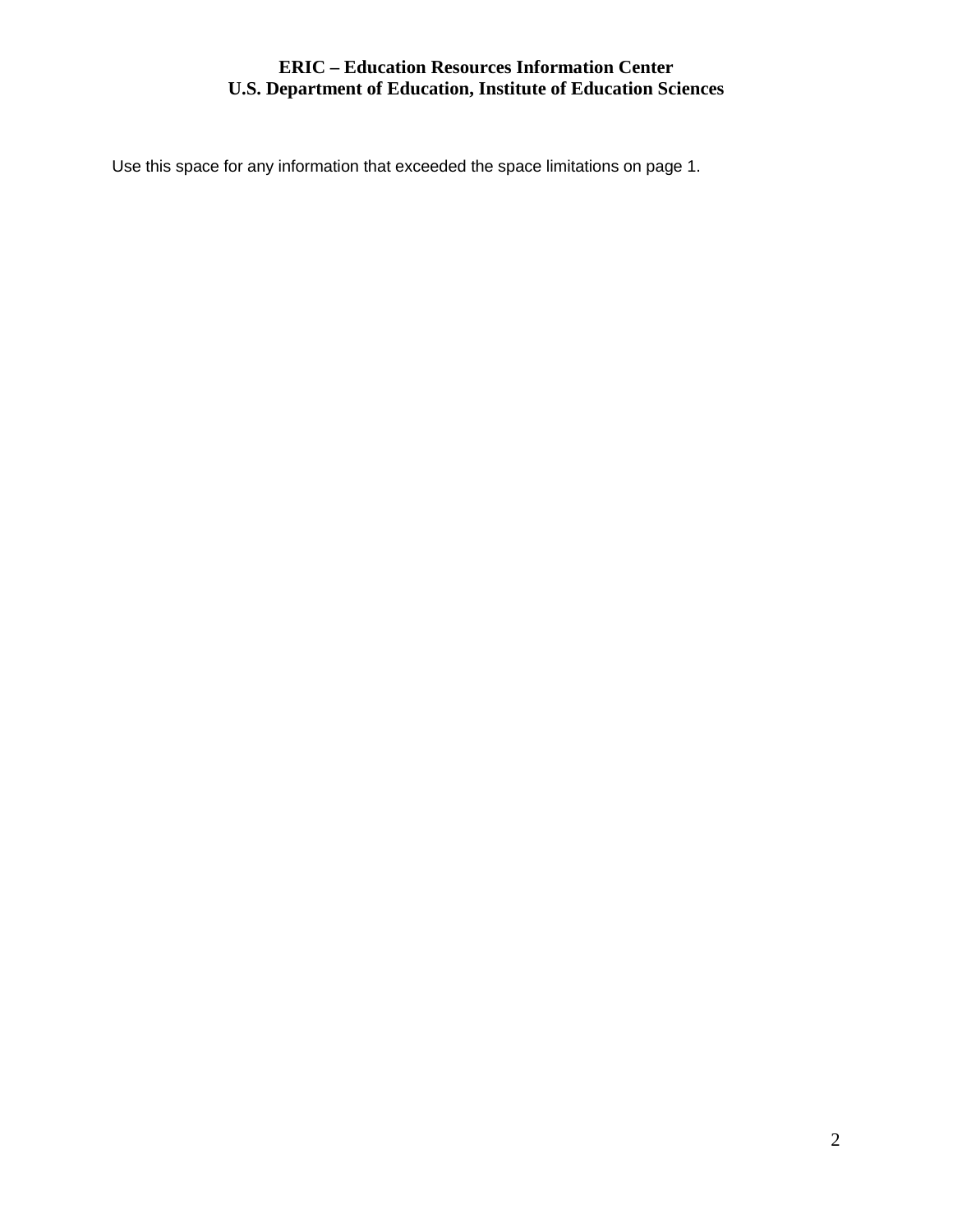**ERIC – Education Resources Information Center**
**U.S. Department of Education, Institute of Education Sciences**

Use this space for any information that exceeded the space limitations on page 1.